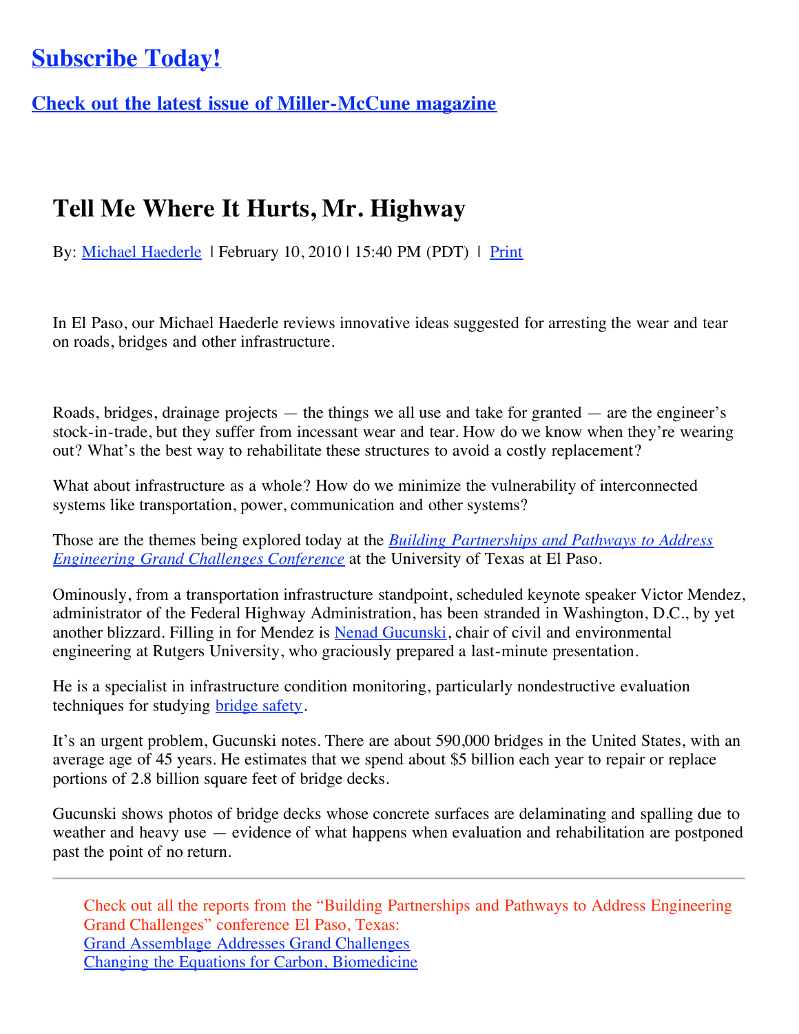# Subscribe Today!

## Check out the latest issue of Miller-McCune magazine

# Tell Me Where It Hurts, Mr. Highway

By: Michael Haederle | February 10, 2010 | 15:40 PM (PDT) | Print

In El Paso, our Michael Haederle reviews innovative ideas suggested for arresting the wear and tear on roads, bridges and other infrastructure.

Roads, bridges, drainage projects — the things we all use and take for granted — are the engineer's stock-in-trade, but they suffer from incessant wear and tear. How do we know when they're wearing out? What's the best way to rehabilitate these structures to avoid a costly replacement?

What about infrastructure as a whole? How do we minimize the vulnerability of interconnected systems like transportation, power, communication and other systems?

Those are the themes being explored today at the *Building Partnerships and Pathways to Address Engineering Grand Challenges Conference* at the University of Texas at El Paso.

Ominously, from a transportation infrastructure standpoint, scheduled keynote speaker Victor Mendez, administrator of the Federal Highway Administration, has been stranded in Washington, D.C., by yet another blizzard. Filling in for Mendez is Nenad Gucunski, chair of civil and environmental engineering at Rutgers University, who graciously prepared a last-minute presentation.

He is a specialist in infrastructure condition monitoring, particularly nondestructive evaluation techniques for studying bridge safety.

It's an urgent problem, Gucunski notes. There are about 590,000 bridges in the United States, with an average age of 45 years. He estimates that we spend about $5 billion each year to repair or replace portions of 2.8 billion square feet of bridge decks.

Gucunski shows photos of bridge decks whose concrete surfaces are delaminating and spalling due to weather and heavy use — evidence of what happens when evaluation and rehabilitation are postponed past the point of no return.

---

Check out all the reports from the "Building Partnerships and Pathways to Address Engineering Grand Challenges" conference El Paso, Texas:
Grand Assemblage Addresses Grand Challenges
Changing the Equations for Carbon, Biomedicine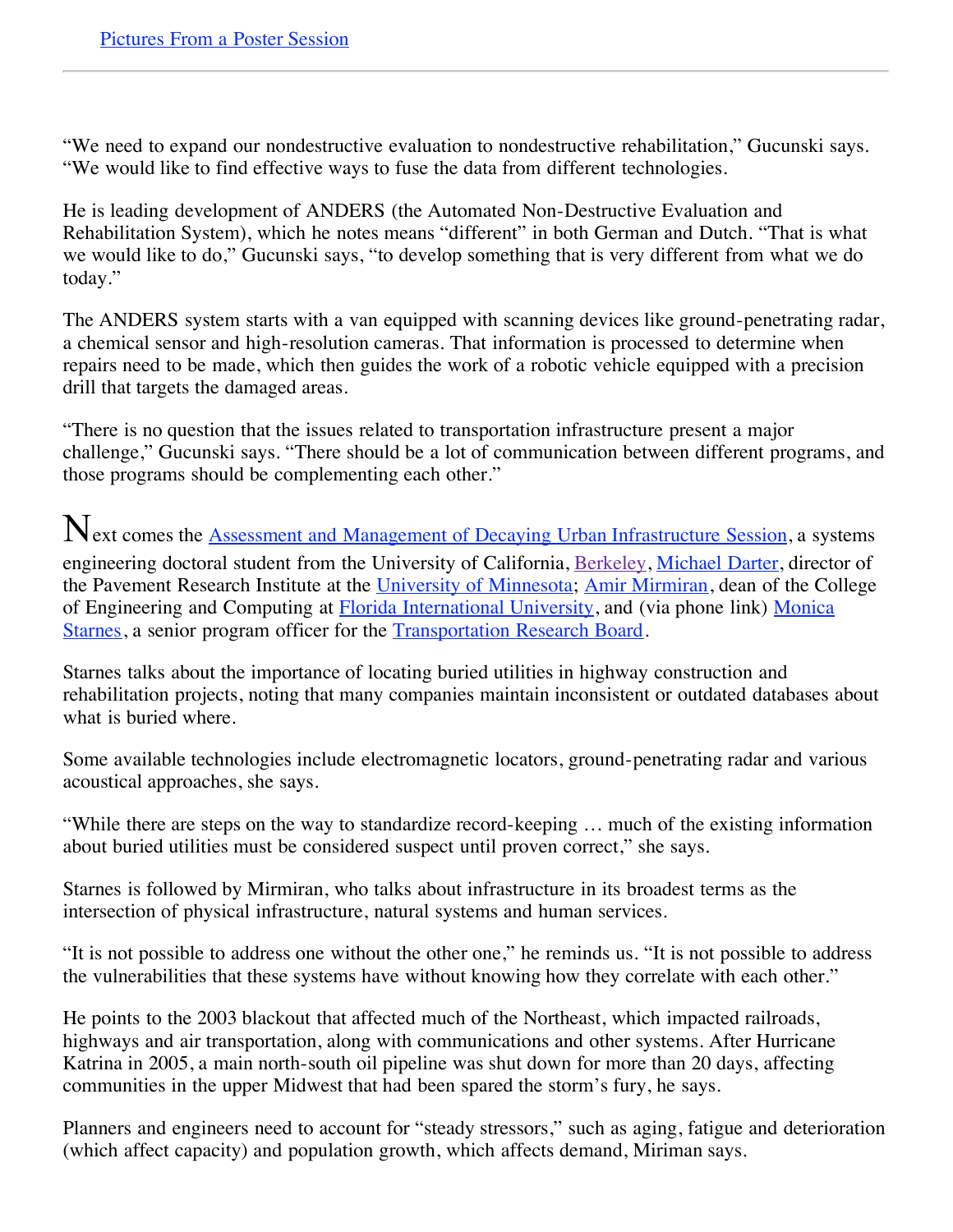Pictures From a Poster Session

---

"We need to expand our nondestructive evaluation to nondestructive rehabilitation," Gucunski says. "We would like to find effective ways to fuse the data from different technologies.

He is leading development of ANDERS (the Automated Non-Destructive Evaluation and Rehabilitation System), which he notes means "different" in both German and Dutch. "That is what we would like to do," Gucunski says, "to develop something that is very different from what we do today."

The ANDERS system starts with a van equipped with scanning devices like ground-penetrating radar, a chemical sensor and high-resolution cameras. That information is processed to determine when repairs need to be made, which then guides the work of a robotic vehicle equipped with a precision drill that targets the damaged areas.

"There is no question that the issues related to transportation infrastructure present a major challenge," Gucunski says. "There should be a lot of communication between different programs, and those programs should be complementing each other."

Next comes the Assessment and Management of Decaying Urban Infrastructure Session, a systems engineering doctoral student from the University of California, Berkeley, Michael Darter, director of the Pavement Research Institute at the University of Minnesota; Amir Mirmiran, dean of the College of Engineering and Computing at Florida International University, and (via phone link) Monica Starnes, a senior program officer for the Transportation Research Board.

Starnes talks about the importance of locating buried utilities in highway construction and rehabilitation projects, noting that many companies maintain inconsistent or outdated databases about what is buried where.

Some available technologies include electromagnetic locators, ground-penetrating radar and various acoustical approaches, she says.

"While there are steps on the way to standardize record-keeping … much of the existing information about buried utilities must be considered suspect until proven correct," she says.

Starnes is followed by Mirmiran, who talks about infrastructure in its broadest terms as the intersection of physical infrastructure, natural systems and human services.

"It is not possible to address one without the other one," he reminds us. "It is not possible to address the vulnerabilities that these systems have without knowing how they correlate with each other."

He points to the 2003 blackout that affected much of the Northeast, which impacted railroads, highways and air transportation, along with communications and other systems. After Hurricane Katrina in 2005, a main north-south oil pipeline was shut down for more than 20 days, affecting communities in the upper Midwest that had been spared the storm's fury, he says.

Planners and engineers need to account for "steady stressors," such as aging, fatigue and deterioration (which affect capacity) and population growth, which affects demand, Miriman says.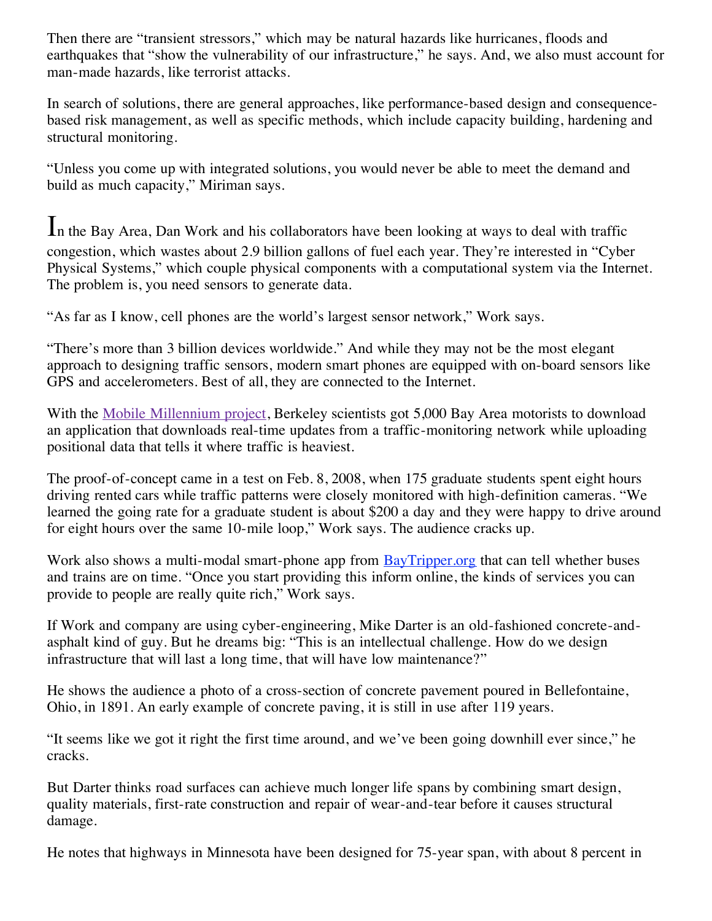Then there are “transient stressors,” which may be natural hazards like hurricanes, floods and earthquakes that “show the vulnerability of our infrastructure,” he says. And, we also must account for man-made hazards, like terrorist attacks.

In search of solutions, there are general approaches, like performance-based design and consequence-based risk management, as well as specific methods, which include capacity building, hardening and structural monitoring.

“Unless you come up with integrated solutions, you would never be able to meet the demand and build as much capacity,” Miriman says.

In the Bay Area, Dan Work and his collaborators have been looking at ways to deal with traffic congestion, which wastes about 2.9 billion gallons of fuel each year. They’re interested in “Cyber Physical Systems,” which couple physical components with a computational system via the Internet. The problem is, you need sensors to generate data.

“As far as I know, cell phones are the world’s largest sensor network,” Work says.

“There’s more than 3 billion devices worldwide.” And while they may not be the most elegant approach to designing traffic sensors, modern smart phones are equipped with on-board sensors like GPS and accelerometers. Best of all, they are connected to the Internet.

With the Mobile Millennium project, Berkeley scientists got 5,000 Bay Area motorists to download an application that downloads real-time updates from a traffic-monitoring network while uploading positional data that tells it where traffic is heaviest.

The proof-of-concept came in a test on Feb. 8, 2008, when 175 graduate students spent eight hours driving rented cars while traffic patterns were closely monitored with high-definition cameras. “We learned the going rate for a graduate student is about $200 a day and they were happy to drive around for eight hours over the same 10-mile loop,” Work says. The audience cracks up.

Work also shows a multi-modal smart-phone app from BayTripper.org that can tell whether buses and trains are on time. “Once you start providing this inform online, the kinds of services you can provide to people are really quite rich,” Work says.

If Work and company are using cyber-engineering, Mike Darter is an old-fashioned concrete-and-asphalt kind of guy. But he dreams big: “This is an intellectual challenge. How do we design infrastructure that will last a long time, that will have low maintenance?”

He shows the audience a photo of a cross-section of concrete pavement poured in Bellefontaine, Ohio, in 1891. An early example of concrete paving, it is still in use after 119 years.

“It seems like we got it right the first time around, and we’ve been going downhill ever since,” he cracks.

But Darter thinks road surfaces can achieve much longer life spans by combining smart design, quality materials, first-rate construction and repair of wear-and-tear before it causes structural damage.

He notes that highways in Minnesota have been designed for 75-year span, with about 8 percent in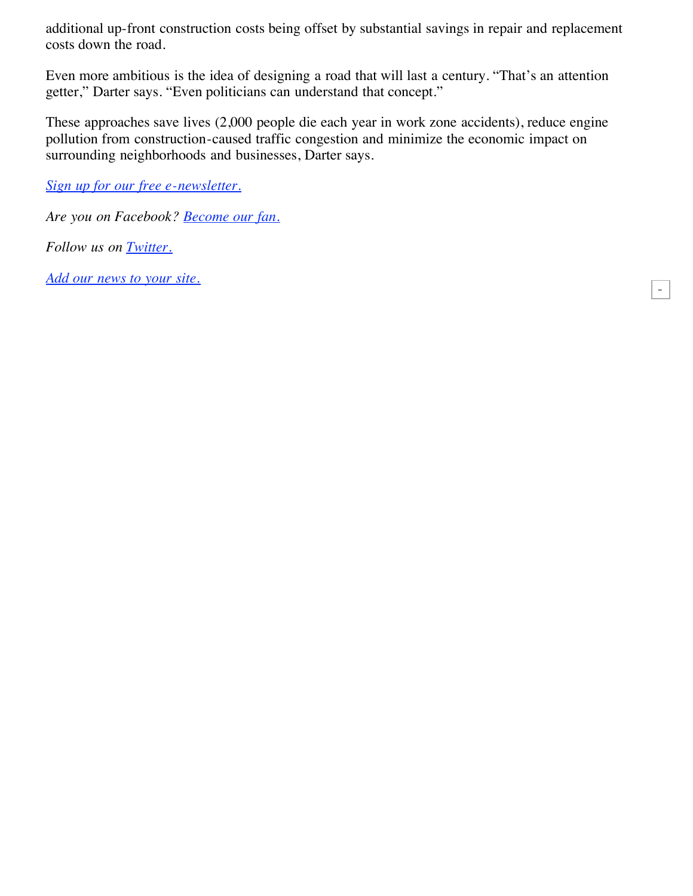additional up-front construction costs being offset by substantial savings in repair and replacement costs down the road.

Even more ambitious is the idea of designing a road that will last a century. "That's an attention getter," Darter says. "Even politicians can understand that concept."

These approaches save lives (2,000 people die each year in work zone accidents), reduce engine pollution from construction-caused traffic congestion and minimize the economic impact on surrounding neighborhoods and businesses, Darter says.

*Sign up for our free e-newsletter.*

*Are you on Facebook? Become our fan.*

*Follow us on Twitter.*

*Add our news to your site.*